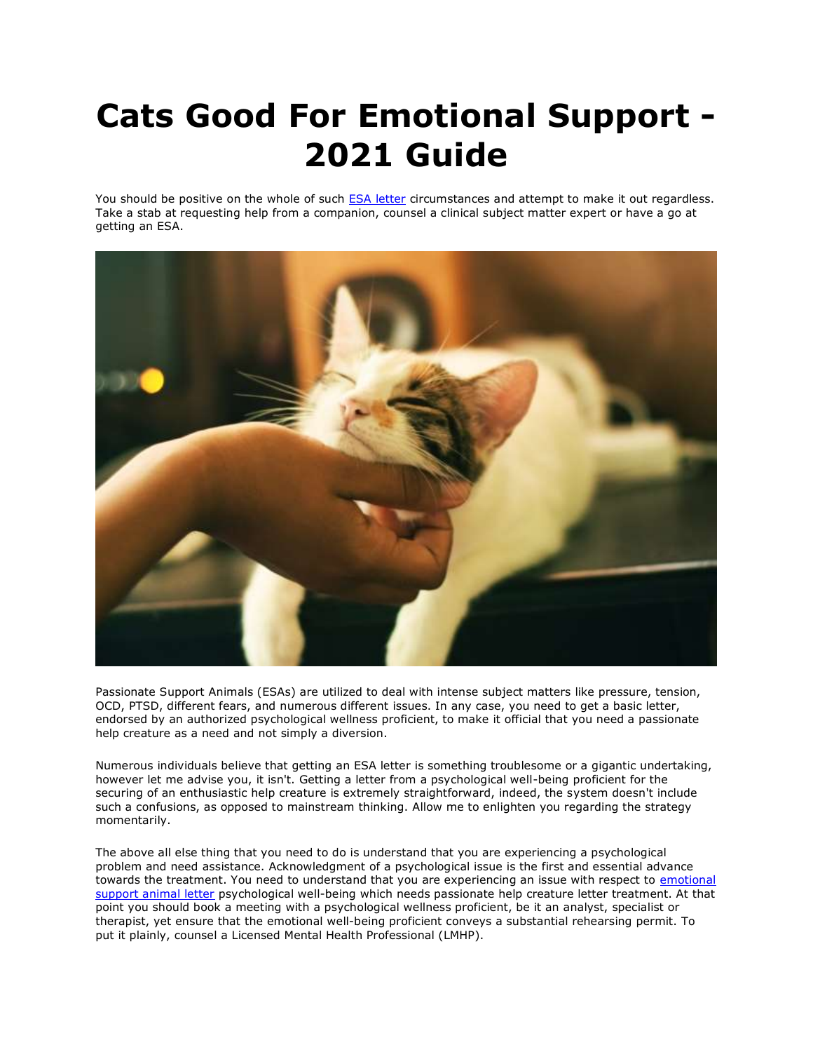# Cats Good For Emotional Support - 2021 Guide

You should be positive on the whole of such [ESA letter]() circumstances and attempt to make it out regardless. Take a stab at requesting help from a companion, counsel a clinical subject matter expert or have a go at getting an ESA.

Passionate Support Animals (ESAs) are utilized to deal with intense subject matters like pressure, tension, OCD, PTSD, different fears, and numerous different issues. In any case, you need to get a basic letter, endorsed by an authorized psychological wellness proficient, to make it official that you need a passionate help creature as a need and not simply a diversion.

Numerous individuals believe that getting an ESA letter is something troublesome or a gigantic undertaking, however let me advise you, it isn't. Getting a letter from a psychological well-being proficient for the securing of an enthusiastic help creature is extremely straightforward, indeed, the system doesn't include such a confusions, as opposed to mainstream thinking. Allow me to enlighten you regarding the strategy momentarily.

The above all else thing that you need to do is understand that you are experiencing a psychological problem and need assistance. Acknowledgment of a psychological issue is the first and essential advance towards the treatment. You need to understand that you are experiencing an issue with respect to [emotional support animal letter]() psychological well-being which needs passionate help creature letter treatment. At that point you should book a meeting with a psychological wellness proficient, be it an analyst, specialist or therapist, yet ensure that the emotional well-being proficient conveys a substantial rehearsing permit. To put it plainly, counsel a Licensed Mental Health Professional (LMHP).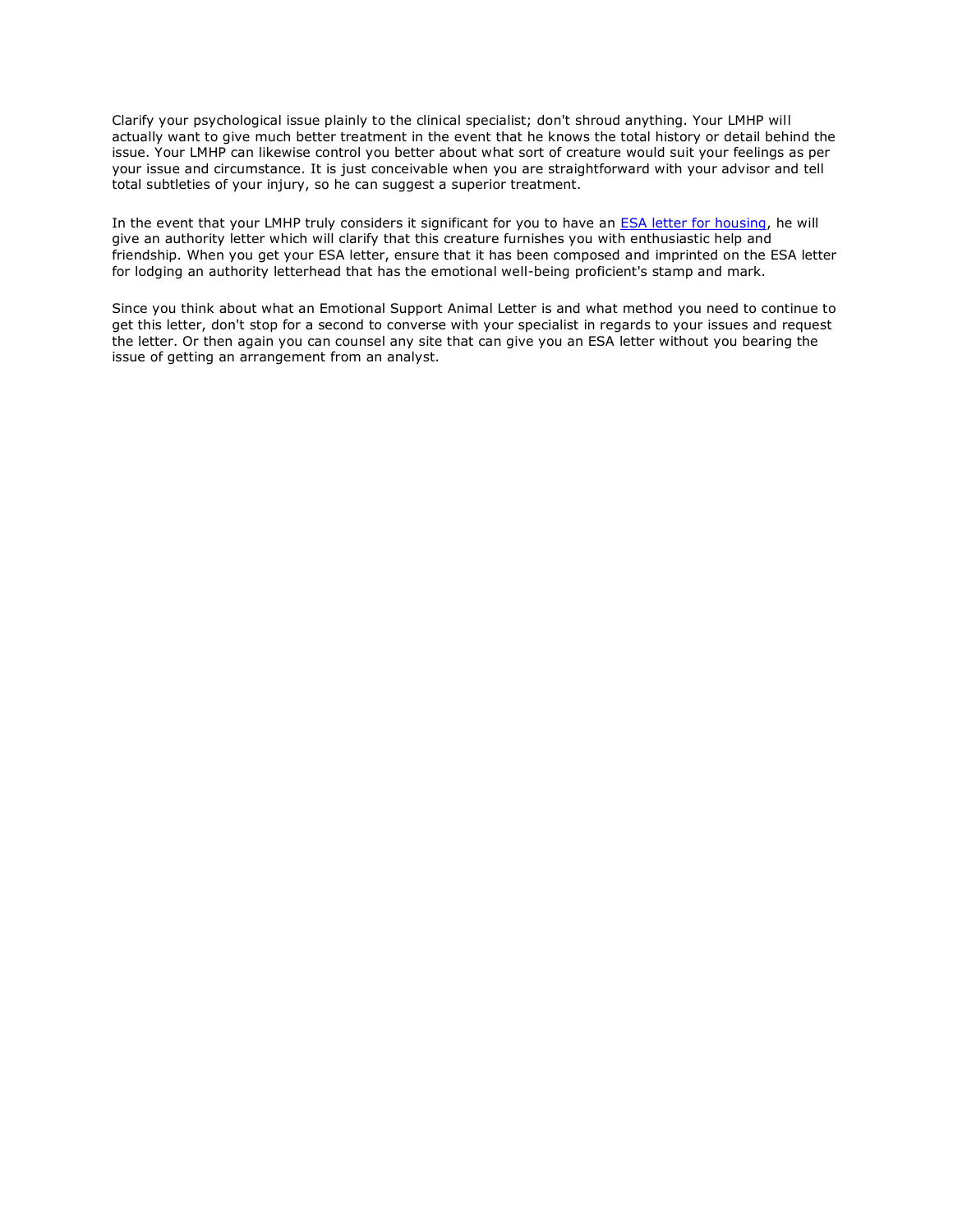Clarify your psychological issue plainly to the clinical specialist; don't shroud anything. Your LMHP will actually want to give much better treatment in the event that he knows the total history or detail behind the issue. Your LMHP can likewise control you better about what sort of creature would suit your feelings as per your issue and circumstance. It is just conceivable when you are straightforward with your advisor and tell total subtleties of your injury, so he can suggest a superior treatment.

In the event that your LMHP truly considers it significant for you to have an ESA letter for housing, he will give an authority letter which will clarify that this creature furnishes you with enthusiastic help and friendship. When you get your ESA letter, ensure that it has been composed and imprinted on the ESA letter for lodging an authority letterhead that has the emotional well-being proficient's stamp and mark.

Since you think about what an Emotional Support Animal Letter is and what method you need to continue to get this letter, don't stop for a second to converse with your specialist in regards to your issues and request the letter. Or then again you can counsel any site that can give you an ESA letter without you bearing the issue of getting an arrangement from an analyst.